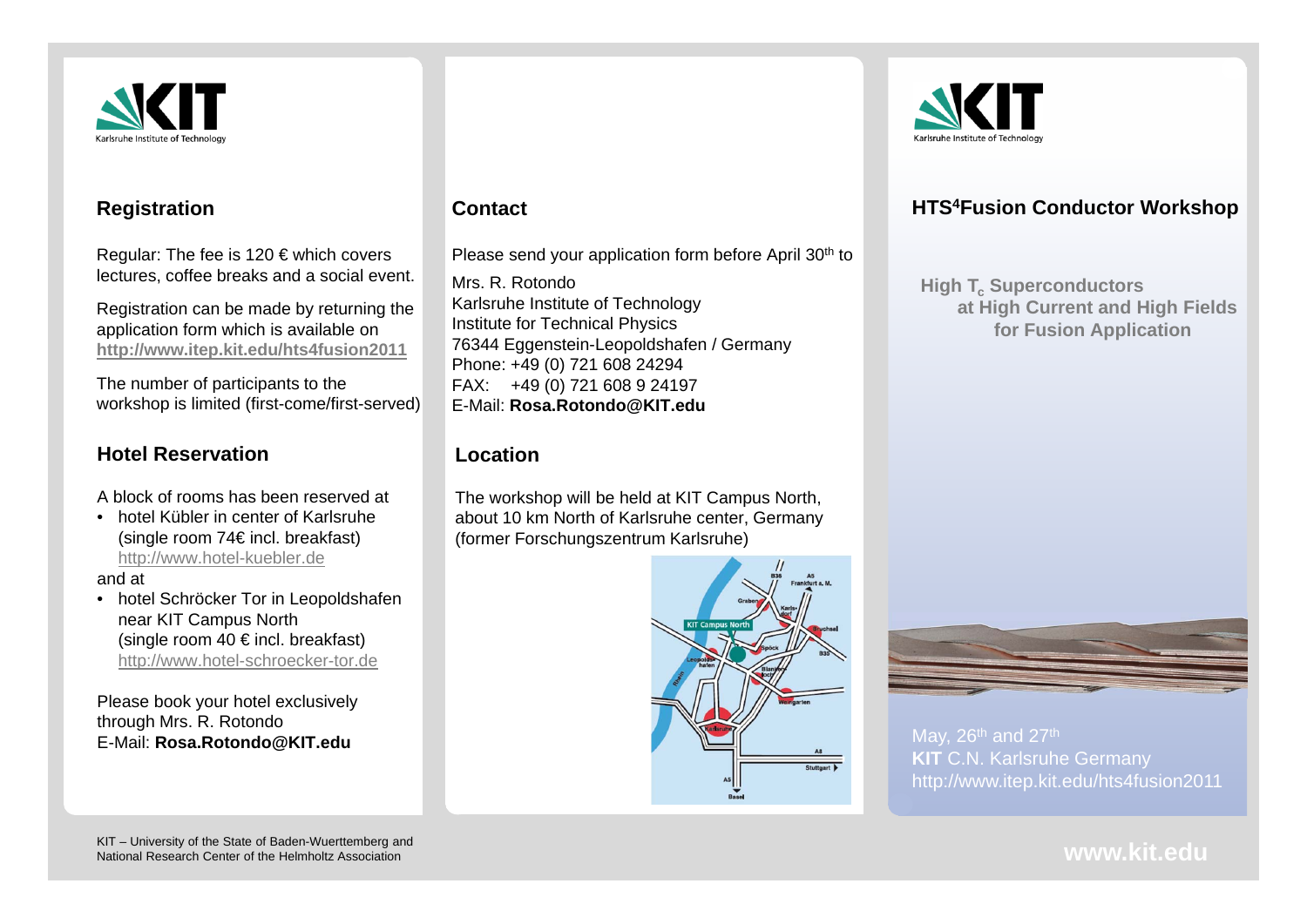KIT Karlsruhe Institute of Technology

## Registration

Regular: The fee is 120 € which covers lectures, coffee breaks and a social event.

Registration can be made by returning the application form which is available on **http://www.itep.kit.edu/hts4fusion2011**

The number of participants to the workshop is limited (first-come/first-served)

## Hotel Reservation

A block of rooms has been reserved at

- hotel Kübler in center of Karlsruhe (single room 74€ incl. breakfast) http://www.hotel-kuebler.de

and at

- hotel Schröcker Tor in Leopoldshafen near KIT Campus North (single room 40 € incl. breakfast) http://www.hotel-schroecker-tor.de

Please book your hotel exclusively through Mrs. R. Rotondo
E-Mail: **Rosa.Rotondo@KIT.edu**

## Contact

Please send your application form before April 30th to

Mrs. R. Rotondo
Karlsruhe Institute of Technology
Institute for Technical Physics
76344 Eggenstein-Leopoldshafen / Germany
Phone: +49 (0) 721 608 24294
FAX: +49 (0) 721 608 9 24197
E-Mail: **Rosa.Rotondo@KIT.edu**

## Location

The workshop will be held at KIT Campus North, about 10 km North of Karlsruhe center, Germany (former Forschungszentrum Karlsruhe)

KIT Karlsruhe Institute of Technology

# HTS4Fusion Conductor Workshop

**High $T_c$ Superconductors at High Current and High Fields for Fusion Application**

May, 26th and 27th
**KIT** C.N. Karlsruhe Germany
http://www.itep.kit.edu/hts4fusion2011

KIT – University of the State of Baden-Wuerttemberg and National Research Center of the Helmholtz Association

**www.kit.edu**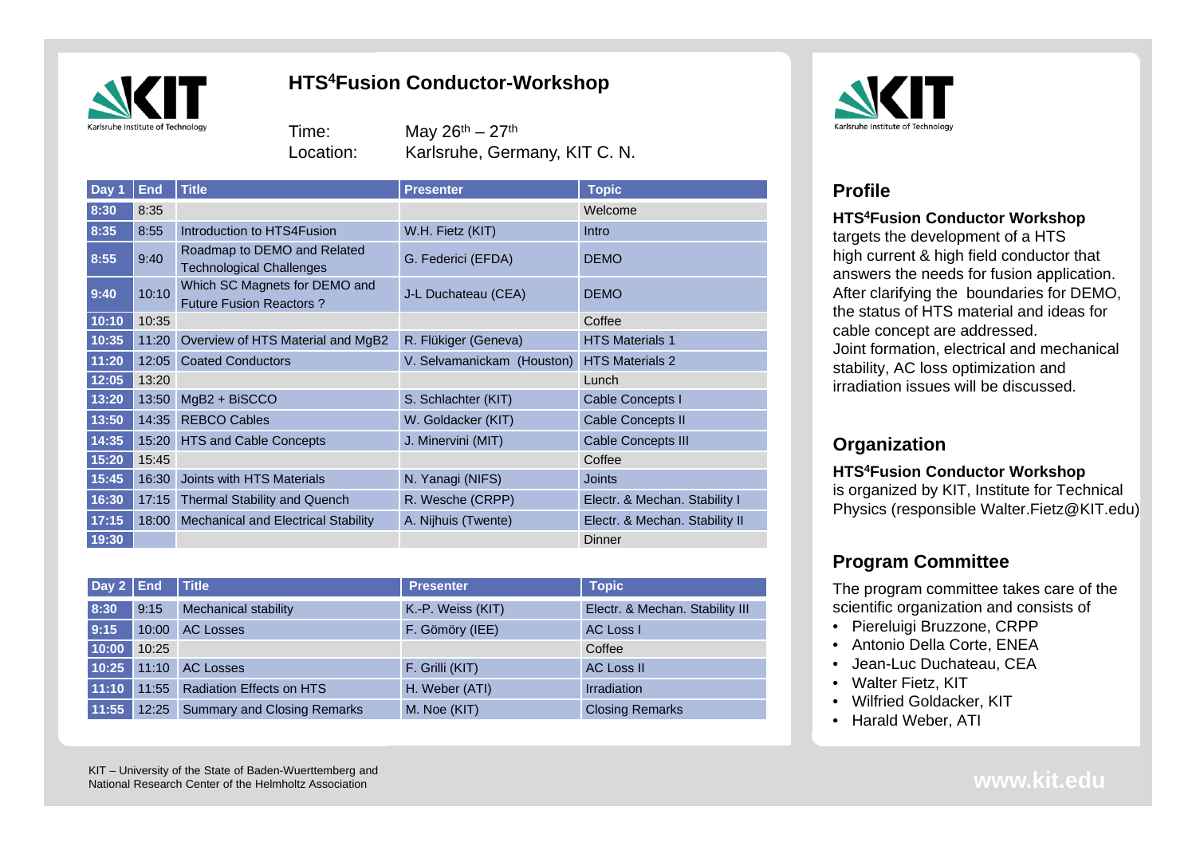# HTS[4]Fusion Conductor-Workshop

Time: May 26[th] – 27[th]
Location: Karlsruhe, Germany, KIT C. N.

| Day 1 | End | Title | Presenter | Topic |
|---|---|---|---|---|
| 8:30 | 8:35 | | | Welcome |
| 8:35 | 8:55 | Introduction to HTS4Fusion | W.H. Fietz (KIT) | Intro |
| 8:55 | 9:40 | Roadmap to DEMO and Related Technological Challenges | G. Federici (EFDA) | DEMO |
| 9:40 | 10:10 | Which SC Magnets for DEMO and Future Fusion Reactors ? | J-L Duchateau (CEA) | DEMO |
| 10:10 | 10:35 | | | Coffee |
| 10:35 | 11:20 | Overview of HTS Material and MgB2 | R. Flükiger (Geneva) | HTS Materials 1 |
| 11:20 | 12:05 | Coated Conductors | V. Selvamanickam (Houston) | HTS Materials 2 |
| 12:05 | 13:20 | | | Lunch |
| 13:20 | 13:50 | MgB2 + BiSCCO | S. Schlachter (KIT) | Cable Concepts I |
| 13:50 | 14:35 | REBCO Cables | W. Goldacker (KIT) | Cable Concepts II |
| 14:35 | 15:20 | HTS and Cable Concepts | J. Minervini (MIT) | Cable Concepts III |
| 15:20 | 15:45 | | | Coffee |
| 15:45 | 16:30 | Joints with HTS Materials | N. Yanagi (NIFS) | Joints |
| 16:30 | 17:15 | Thermal Stability and Quench | R. Wesche (CRPP) | Electr. & Mechan. Stability I |
| 17:15 | 18:00 | Mechanical and Electrical Stability | A. Nijhuis (Twente) | Electr. & Mechan. Stability II |
| 19:30 | | | | Dinner |

| Day 2 | End | Title | Presenter | Topic |
|---|---|---|---|---|
| 8:30 | 9:15 | Mechanical stability | K.-P. Weiss (KIT) | Electr. & Mechan. Stability III |
| 9:15 | 10:00 | AC Losses | F. Gömöry (IEE) | AC Loss I |
| 10:00 | 10:25 | | | Coffee |
| 10:25 | 11:10 | AC Losses | F. Grilli (KIT) | AC Loss II |
| 11:10 | 11:55 | Radiation Effects on HTS | H. Weber (ATI) | Irradiation |
| 11:55 | 12:25 | Summary and Closing Remarks | M. Noe (KIT) | Closing Remarks |

## Profile

**HTS[4]Fusion Conductor Workshop**
targets the development of a HTS high current & high field conductor that answers the needs for fusion application. After clarifying the boundaries for DEMO, the status of HTS material and ideas for cable concept are addressed.
Joint formation, electrical and mechanical stability, AC loss optimization and irradiation issues will be discussed.

## Organization

**HTS[4]Fusion Conductor Workshop**
is organized by KIT, Institute for Technical Physics (responsible Walter.Fietz@KIT.edu)

## Program Committee

The program committee takes care of the scientific organization and consists of

- Piereluigi Bruzzone, CRPP
- Antonio Della Corte, ENEA
- Jean-Luc Duchateau, CEA
- Walter Fietz, KIT
- Wilfried Goldacker, KIT
- Harald Weber, ATI

KIT – University of the State of Baden-Wuerttemberg and National Research Center of the Helmholtz Association

www.kit.edu